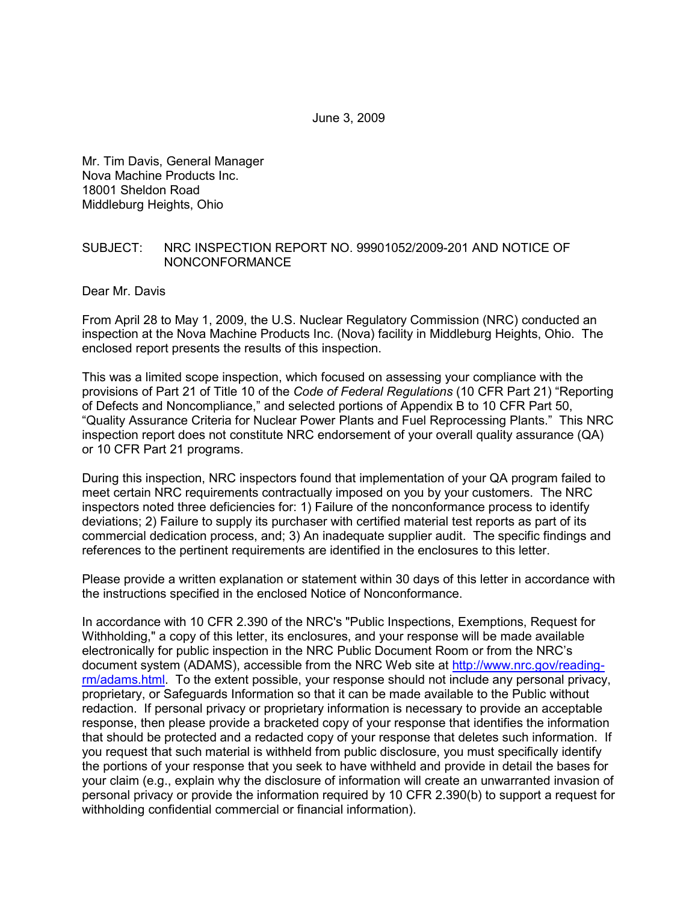June 3, 2009

Mr. Tim Davis, General Manager
Nova Machine Products Inc.
18001 Sheldon Road
Middleburg Heights, Ohio

SUBJECT: NRC INSPECTION REPORT NO. 99901052/2009-201 AND NOTICE OF NONCONFORMANCE

Dear Mr. Davis

From April 28 to May 1, 2009, the U.S. Nuclear Regulatory Commission (NRC) conducted an inspection at the Nova Machine Products Inc. (Nova) facility in Middleburg Heights, Ohio. The enclosed report presents the results of this inspection.

This was a limited scope inspection, which focused on assessing your compliance with the provisions of Part 21 of Title 10 of the *Code of Federal Regulations* (10 CFR Part 21) "Reporting of Defects and Noncompliance," and selected portions of Appendix B to 10 CFR Part 50, "Quality Assurance Criteria for Nuclear Power Plants and Fuel Reprocessing Plants." This NRC inspection report does not constitute NRC endorsement of your overall quality assurance (QA) or 10 CFR Part 21 programs.

During this inspection, NRC inspectors found that implementation of your QA program failed to meet certain NRC requirements contractually imposed on you by your customers. The NRC inspectors noted three deficiencies for: 1) Failure of the nonconformance process to identify deviations; 2) Failure to supply its purchaser with certified material test reports as part of its commercial dedication process, and; 3) An inadequate supplier audit. The specific findings and references to the pertinent requirements are identified in the enclosures to this letter.

Please provide a written explanation or statement within 30 days of this letter in accordance with the instructions specified in the enclosed Notice of Nonconformance.

In accordance with 10 CFR 2.390 of the NRC's "Public Inspections, Exemptions, Request for Withholding," a copy of this letter, its enclosures, and your response will be made available electronically for public inspection in the NRC Public Document Room or from the NRC's document system (ADAMS), accessible from the NRC Web site at http://www.nrc.gov/reading-rm/adams.html. To the extent possible, your response should not include any personal privacy, proprietary, or Safeguards Information so that it can be made available to the Public without redaction. If personal privacy or proprietary information is necessary to provide an acceptable response, then please provide a bracketed copy of your response that identifies the information that should be protected and a redacted copy of your response that deletes such information. If you request that such material is withheld from public disclosure, you must specifically identify the portions of your response that you seek to have withheld and provide in detail the bases for your claim (e.g., explain why the disclosure of information will create an unwarranted invasion of personal privacy or provide the information required by 10 CFR 2.390(b) to support a request for withholding confidential commercial or financial information).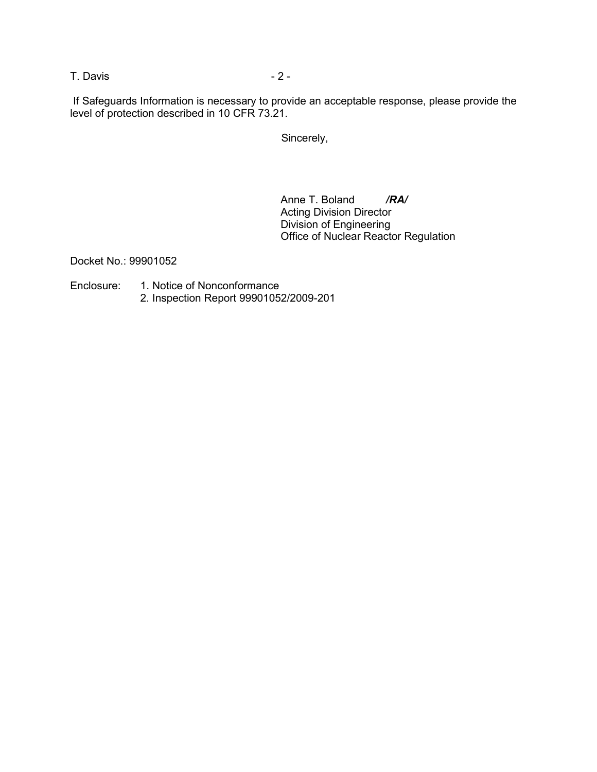If Safeguards Information is necessary to provide an acceptable response, please provide the level of protection described in 10 CFR 73.21.

Sincerely,

Anne T. Boland ***/RA/***
Acting Division Director
Division of Engineering
Office of Nuclear Reactor Regulation

Docket No.: 99901052

Enclosure: 1. Notice of Nonconformance
2. Inspection Report 99901052/2009-201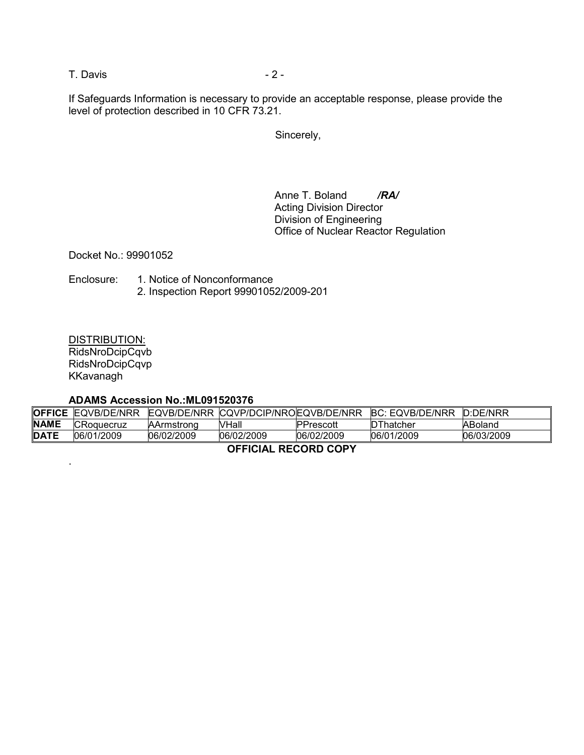If Safeguards Information is necessary to provide an acceptable response, please provide the level of protection described in 10 CFR 73.21.

Sincerely,

Anne T. Boland ***/RA/***
Acting Division Director
Division of Engineering
Office of Nuclear Reactor Regulation

Docket No.: 99901052

Enclosure: 1. Notice of Nonconformance
2. Inspection Report 99901052/2009-201

DISTRIBUTION:
RidsNroDcipCqvb
RidsNroDcipCqvp
KKavanagh

**ADAMS Accession No.:ML091520376**

| **OFFICE** | EQVB/DE/NRR | EQVB/DE/NRR | CQVP/DCIP/NRO | EQVB/DE/NRR | BC: EQVB/DE/NRR | D:DE/NRR |
|---|---|---|---|---|---|---|
| **NAME** | CRoquecruz | AArmstrong | VHall | PPrescott | DThatcher | ABoland |
| **DATE** | 06/01/2009 | 06/02/2009 | 06/02/2009 | 06/02/2009 | 06/01/2009 | 06/03/2009 |

**OFFICIAL RECORD COPY**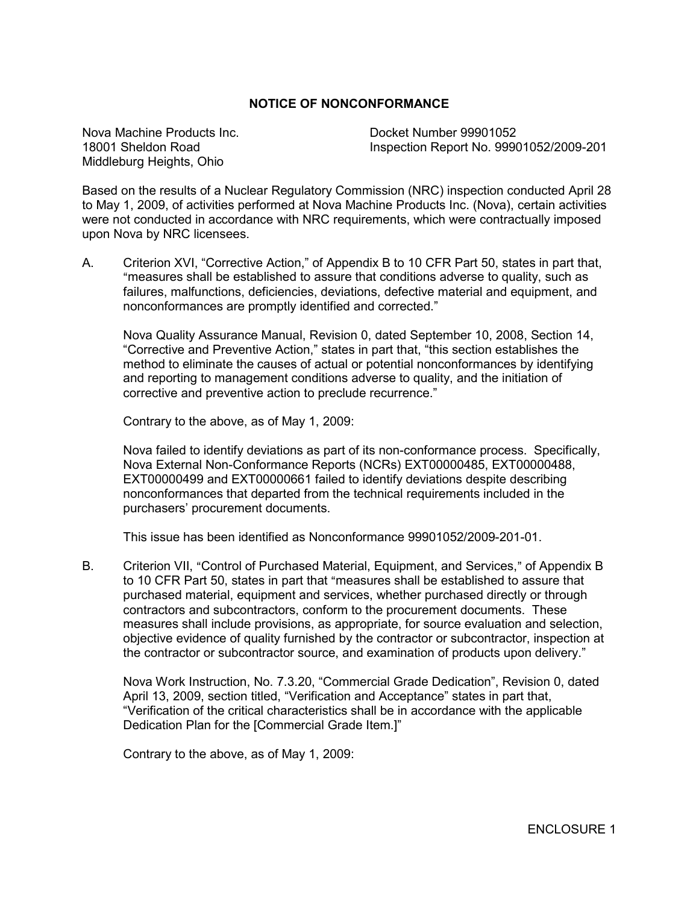# NOTICE OF NONCONFORMANCE

Nova Machine Products Inc.
18001 Sheldon Road
Middleburg Heights, Ohio

Docket Number 99901052
Inspection Report No. 99901052/2009-201

Based on the results of a Nuclear Regulatory Commission (NRC) inspection conducted April 28 to May 1, 2009, of activities performed at Nova Machine Products Inc. (Nova), certain activities were not conducted in accordance with NRC requirements, which were contractually imposed upon Nova by NRC licensees.

A. Criterion XVI, "Corrective Action," of Appendix B to 10 CFR Part 50, states in part that, "measures shall be established to assure that conditions adverse to quality, such as failures, malfunctions, deficiencies, deviations, defective material and equipment, and nonconformances are promptly identified and corrected."

   Nova Quality Assurance Manual, Revision 0, dated September 10, 2008, Section 14, "Corrective and Preventive Action," states in part that, "this section establishes the method to eliminate the causes of actual or potential nonconformances by identifying and reporting to management conditions adverse to quality, and the initiation of corrective and preventive action to preclude recurrence."

   Contrary to the above, as of May 1, 2009:

   Nova failed to identify deviations as part of its non-conformance process. Specifically, Nova External Non-Conformance Reports (NCRs) EXT00000485, EXT00000488, EXT00000499 and EXT00000661 failed to identify deviations despite describing nonconformances that departed from the technical requirements included in the purchasers' procurement documents.

   This issue has been identified as Nonconformance 99901052/2009-201-01.

B. Criterion VII, "Control of Purchased Material, Equipment, and Services," of Appendix B to 10 CFR Part 50, states in part that "measures shall be established to assure that purchased material, equipment and services, whether purchased directly or through contractors and subcontractors, conform to the procurement documents. These measures shall include provisions, as appropriate, for source evaluation and selection, objective evidence of quality furnished by the contractor or subcontractor, inspection at the contractor or subcontractor source, and examination of products upon delivery."

   Nova Work Instruction, No. 7.3.20, "Commercial Grade Dedication", Revision 0, dated April 13, 2009, section titled, "Verification and Acceptance" states in part that, "Verification of the critical characteristics shall be in accordance with the applicable Dedication Plan for the [Commercial Grade Item.]"

   Contrary to the above, as of May 1, 2009:

ENCLOSURE 1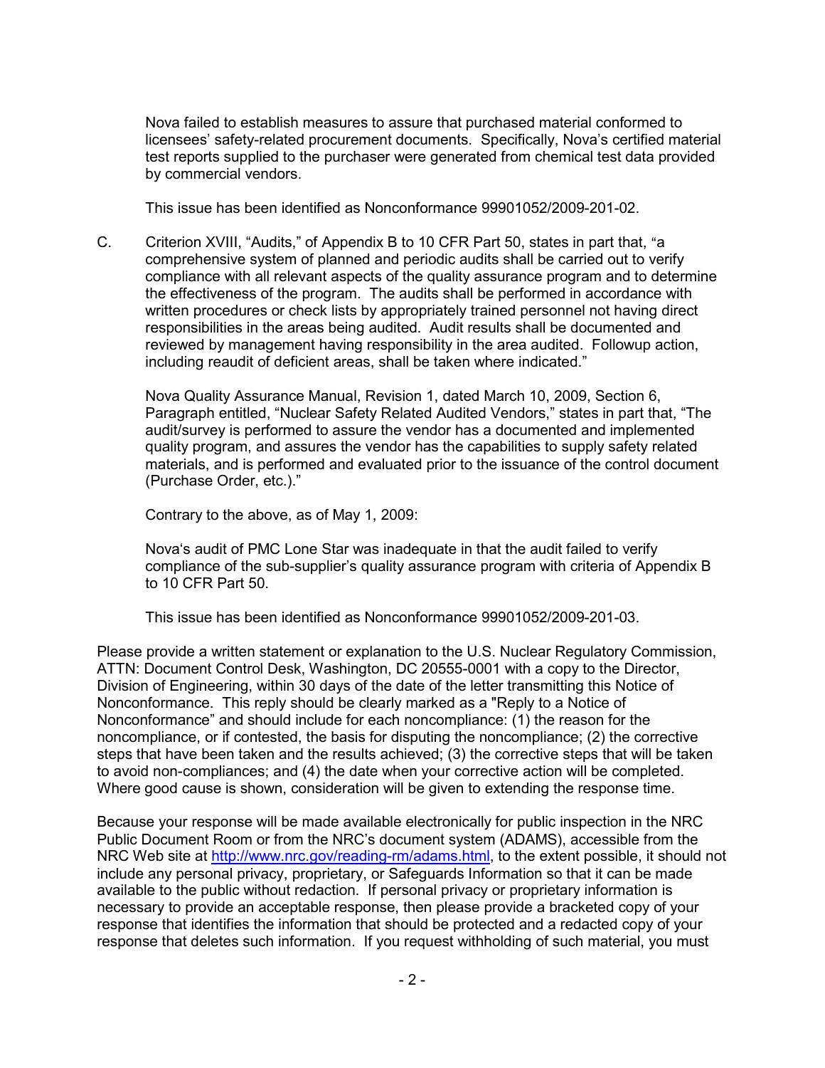Nova failed to establish measures to assure that purchased material conformed to licensees' safety-related procurement documents. Specifically, Nova's certified material test reports supplied to the purchaser were generated from chemical test data provided by commercial vendors.

This issue has been identified as Nonconformance 99901052/2009-201-02.

C. Criterion XVIII, "Audits," of Appendix B to 10 CFR Part 50, states in part that, "a comprehensive system of planned and periodic audits shall be carried out to verify compliance with all relevant aspects of the quality assurance program and to determine the effectiveness of the program. The audits shall be performed in accordance with written procedures or check lists by appropriately trained personnel not having direct responsibilities in the areas being audited. Audit results shall be documented and reviewed by management having responsibility in the area audited. Followup action, including reaudit of deficient areas, shall be taken where indicated."

Nova Quality Assurance Manual, Revision 1, dated March 10, 2009, Section 6, Paragraph entitled, "Nuclear Safety Related Audited Vendors," states in part that, "The audit/survey is performed to assure the vendor has a documented and implemented quality program, and assures the vendor has the capabilities to supply safety related materials, and is performed and evaluated prior to the issuance of the control document (Purchase Order, etc.)."

Contrary to the above, as of May 1, 2009:

Nova's audit of PMC Lone Star was inadequate in that the audit failed to verify compliance of the sub-supplier's quality assurance program with criteria of Appendix B to 10 CFR Part 50.

This issue has been identified as Nonconformance 99901052/2009-201-03.

Please provide a written statement or explanation to the U.S. Nuclear Regulatory Commission, ATTN: Document Control Desk, Washington, DC 20555-0001 with a copy to the Director, Division of Engineering, within 30 days of the date of the letter transmitting this Notice of Nonconformance. This reply should be clearly marked as a "Reply to a Notice of Nonconformance" and should include for each noncompliance: (1) the reason for the noncompliance, or if contested, the basis for disputing the noncompliance; (2) the corrective steps that have been taken and the results achieved; (3) the corrective steps that will be taken to avoid non-compliances; and (4) the date when your corrective action will be completed. Where good cause is shown, consideration will be given to extending the response time.

Because your response will be made available electronically for public inspection in the NRC Public Document Room or from the NRC's document system (ADAMS), accessible from the NRC Web site at http://www.nrc.gov/reading-rm/adams.html, to the extent possible, it should not include any personal privacy, proprietary, or Safeguards Information so that it can be made available to the public without redaction. If personal privacy or proprietary information is necessary to provide an acceptable response, then please provide a bracketed copy of your response that identifies the information that should be protected and a redacted copy of your response that deletes such information. If you request withholding of such material, you must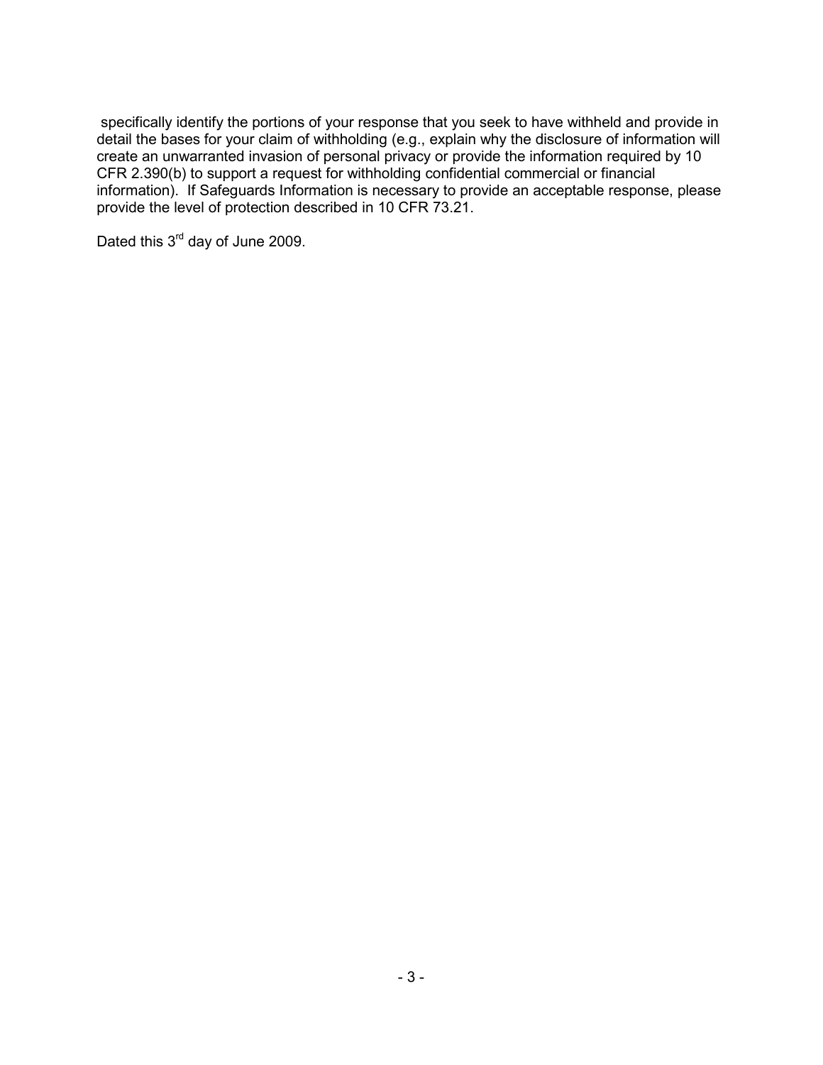specifically identify the portions of your response that you seek to have withheld and provide in detail the bases for your claim of withholding (e.g., explain why the disclosure of information will create an unwarranted invasion of personal privacy or provide the information required by 10 CFR 2.390(b) to support a request for withholding confidential commercial or financial information). If Safeguards Information is necessary to provide an acceptable response, please provide the level of protection described in 10 CFR 73.21.

Dated this 3rd day of June 2009.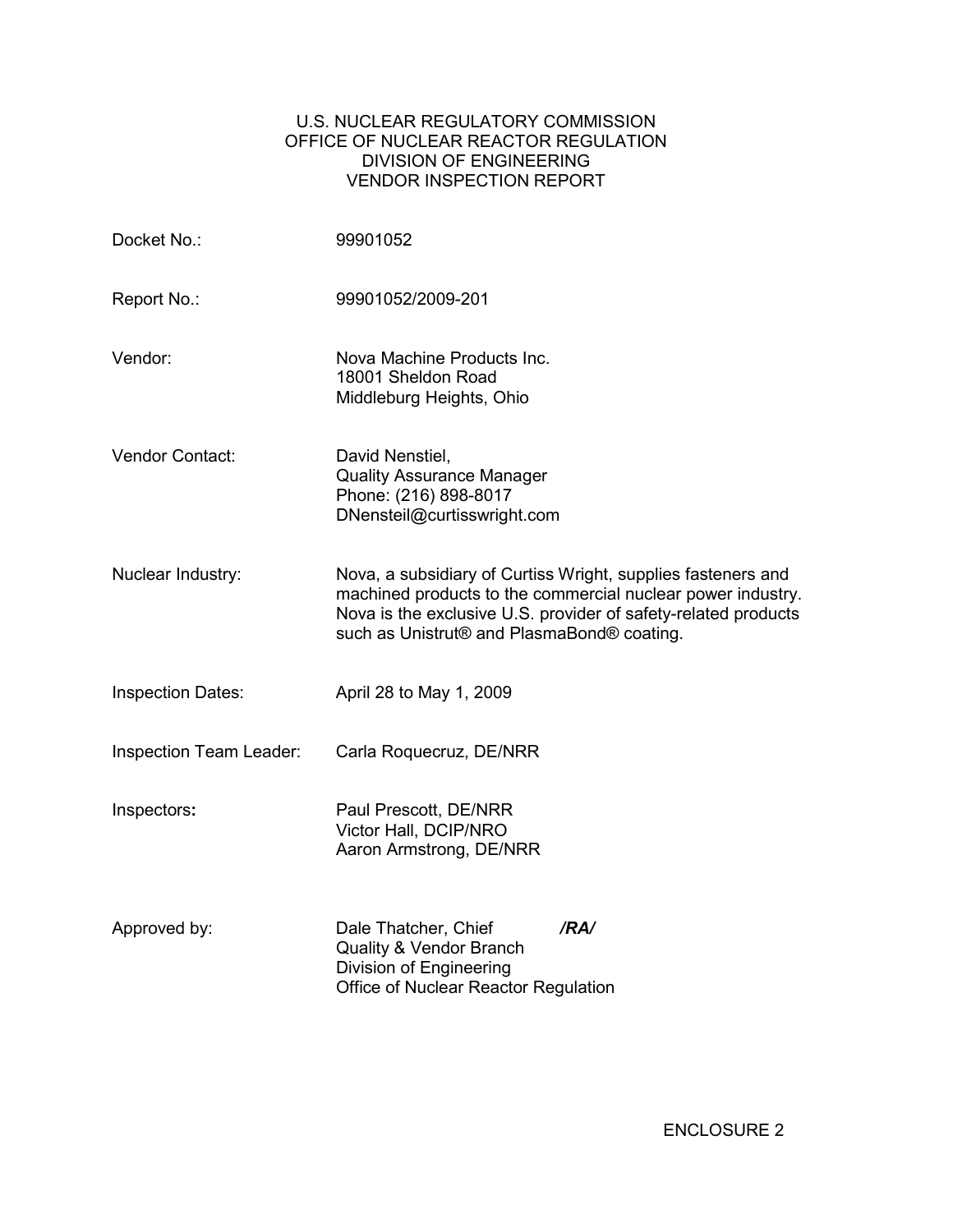U.S. NUCLEAR REGULATORY COMMISSION
OFFICE OF NUCLEAR REACTOR REGULATION
DIVISION OF ENGINEERING
VENDOR INSPECTION REPORT

| | |
|---|---|
| Docket No.: | 99901052 |
| Report No.: | 99901052/2009-201 |
| Vendor: | Nova Machine Products Inc.<br>18001 Sheldon Road<br>Middleburg Heights, Ohio |
| Vendor Contact: | David Nenstiel,<br>Quality Assurance Manager<br>Phone: (216) 898-8017<br>DNensteil@curtisswright.com |
| Nuclear Industry: | Nova, a subsidiary of Curtiss Wright, supplies fasteners and machined products to the commercial nuclear power industry. Nova is the exclusive U.S. provider of safety-related products such as Unistrut® and PlasmaBond® coating. |
| Inspection Dates: | April 28 to May 1, 2009 |
| Inspection Team Leader: | Carla Roquecruz, DE/NRR |
| Inspectors: | Paul Prescott, DE/NRR<br>Victor Hall, DCIP/NRO<br>Aaron Armstrong, DE/NRR |
| Approved by: | Dale Thatcher, Chief ***/RA/***<br>Quality & Vendor Branch<br>Division of Engineering<br>Office of Nuclear Reactor Regulation |

ENCLOSURE 2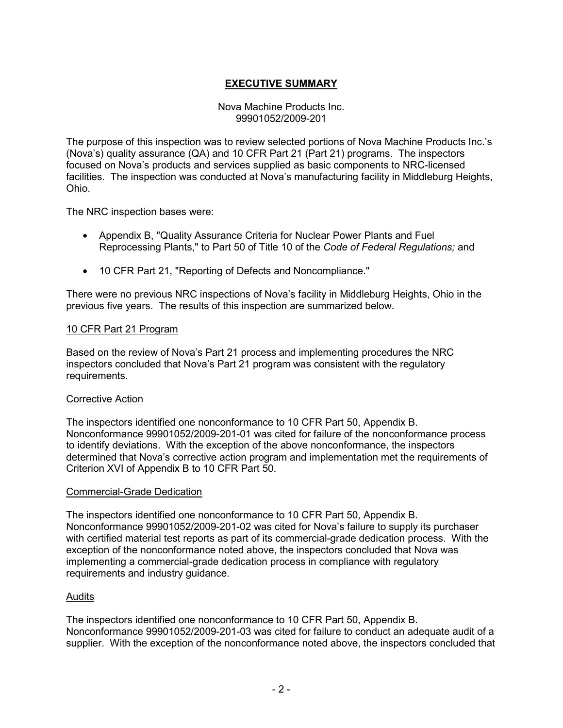# EXECUTIVE SUMMARY

Nova Machine Products Inc.
99901052/2009-201

The purpose of this inspection was to review selected portions of Nova Machine Products Inc.'s (Nova's) quality assurance (QA) and 10 CFR Part 21 (Part 21) programs. The inspectors focused on Nova's products and services supplied as basic components to NRC-licensed facilities. The inspection was conducted at Nova's manufacturing facility in Middleburg Heights, Ohio.

The NRC inspection bases were:

- Appendix B, "Quality Assurance Criteria for Nuclear Power Plants and Fuel Reprocessing Plants," to Part 50 of Title 10 of the *Code of Federal Regulations;* and
- 10 CFR Part 21, "Reporting of Defects and Noncompliance."

There were no previous NRC inspections of Nova's facility in Middleburg Heights, Ohio in the previous five years. The results of this inspection are summarized below.

## 10 CFR Part 21 Program

Based on the review of Nova's Part 21 process and implementing procedures the NRC inspectors concluded that Nova's Part 21 program was consistent with the regulatory requirements.

## Corrective Action

The inspectors identified one nonconformance to 10 CFR Part 50, Appendix B. Nonconformance 99901052/2009-201-01 was cited for failure of the nonconformance process to identify deviations. With the exception of the above nonconformance, the inspectors determined that Nova's corrective action program and implementation met the requirements of Criterion XVI of Appendix B to 10 CFR Part 50.

## Commercial-Grade Dedication

The inspectors identified one nonconformance to 10 CFR Part 50, Appendix B. Nonconformance 99901052/2009-201-02 was cited for Nova's failure to supply its purchaser with certified material test reports as part of its commercial-grade dedication process. With the exception of the nonconformance noted above, the inspectors concluded that Nova was implementing a commercial-grade dedication process in compliance with regulatory requirements and industry guidance.

## Audits

The inspectors identified one nonconformance to 10 CFR Part 50, Appendix B. Nonconformance 99901052/2009-201-03 was cited for failure to conduct an adequate audit of a supplier. With the exception of the nonconformance noted above, the inspectors concluded that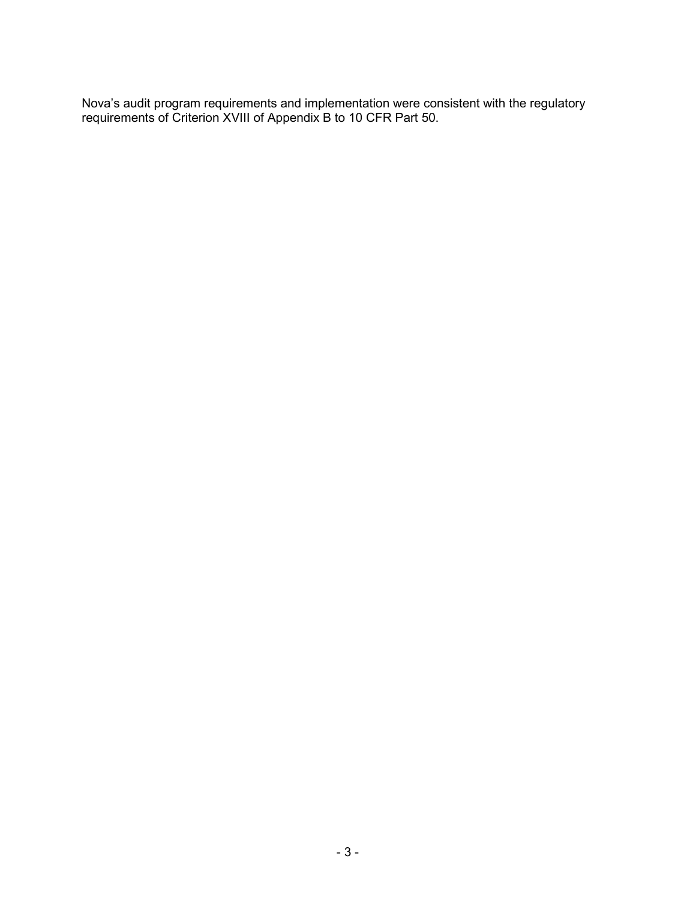Nova's audit program requirements and implementation were consistent with the regulatory requirements of Criterion XVIII of Appendix B to 10 CFR Part 50.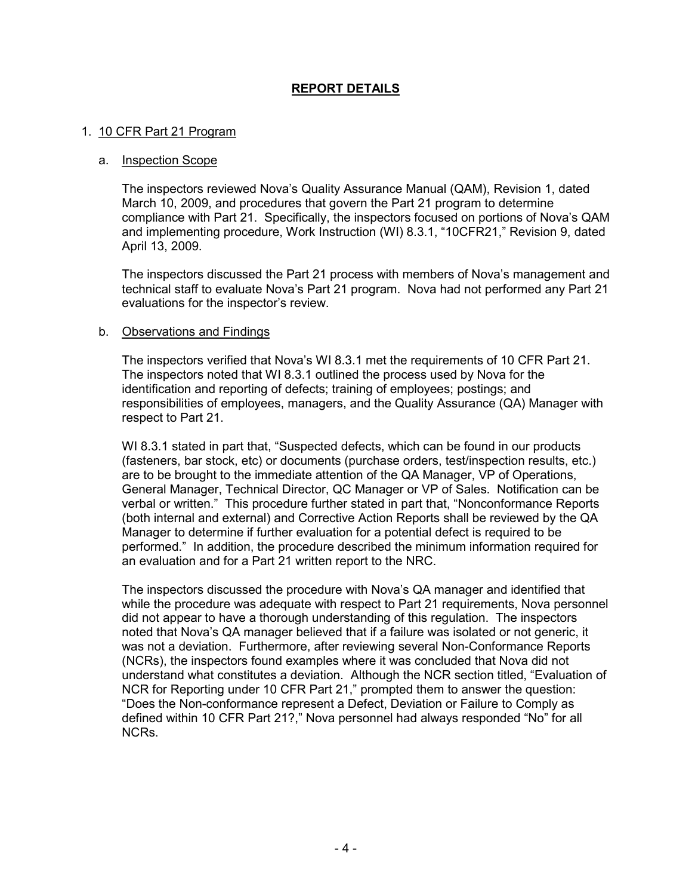# REPORT DETAILS

## 1. 10 CFR Part 21 Program

### a. Inspection Scope

The inspectors reviewed Nova's Quality Assurance Manual (QAM), Revision 1, dated March 10, 2009, and procedures that govern the Part 21 program to determine compliance with Part 21. Specifically, the inspectors focused on portions of Nova's QAM and implementing procedure, Work Instruction (WI) 8.3.1, "10CFR21," Revision 9, dated April 13, 2009.

The inspectors discussed the Part 21 process with members of Nova's management and technical staff to evaluate Nova's Part 21 program. Nova had not performed any Part 21 evaluations for the inspector's review.

### b. Observations and Findings

The inspectors verified that Nova's WI 8.3.1 met the requirements of 10 CFR Part 21. The inspectors noted that WI 8.3.1 outlined the process used by Nova for the identification and reporting of defects; training of employees; postings; and responsibilities of employees, managers, and the Quality Assurance (QA) Manager with respect to Part 21.

WI 8.3.1 stated in part that, "Suspected defects, which can be found in our products (fasteners, bar stock, etc) or documents (purchase orders, test/inspection results, etc.) are to be brought to the immediate attention of the QA Manager, VP of Operations, General Manager, Technical Director, QC Manager or VP of Sales. Notification can be verbal or written." This procedure further stated in part that, "Nonconformance Reports (both internal and external) and Corrective Action Reports shall be reviewed by the QA Manager to determine if further evaluation for a potential defect is required to be performed." In addition, the procedure described the minimum information required for an evaluation and for a Part 21 written report to the NRC.

The inspectors discussed the procedure with Nova's QA manager and identified that while the procedure was adequate with respect to Part 21 requirements, Nova personnel did not appear to have a thorough understanding of this regulation. The inspectors noted that Nova's QA manager believed that if a failure was isolated or not generic, it was not a deviation. Furthermore, after reviewing several Non-Conformance Reports (NCRs), the inspectors found examples where it was concluded that Nova did not understand what constitutes a deviation. Although the NCR section titled, "Evaluation of NCR for Reporting under 10 CFR Part 21," prompted them to answer the question: "Does the Non-conformance represent a Defect, Deviation or Failure to Comply as defined within 10 CFR Part 21?," Nova personnel had always responded "No" for all NCRs.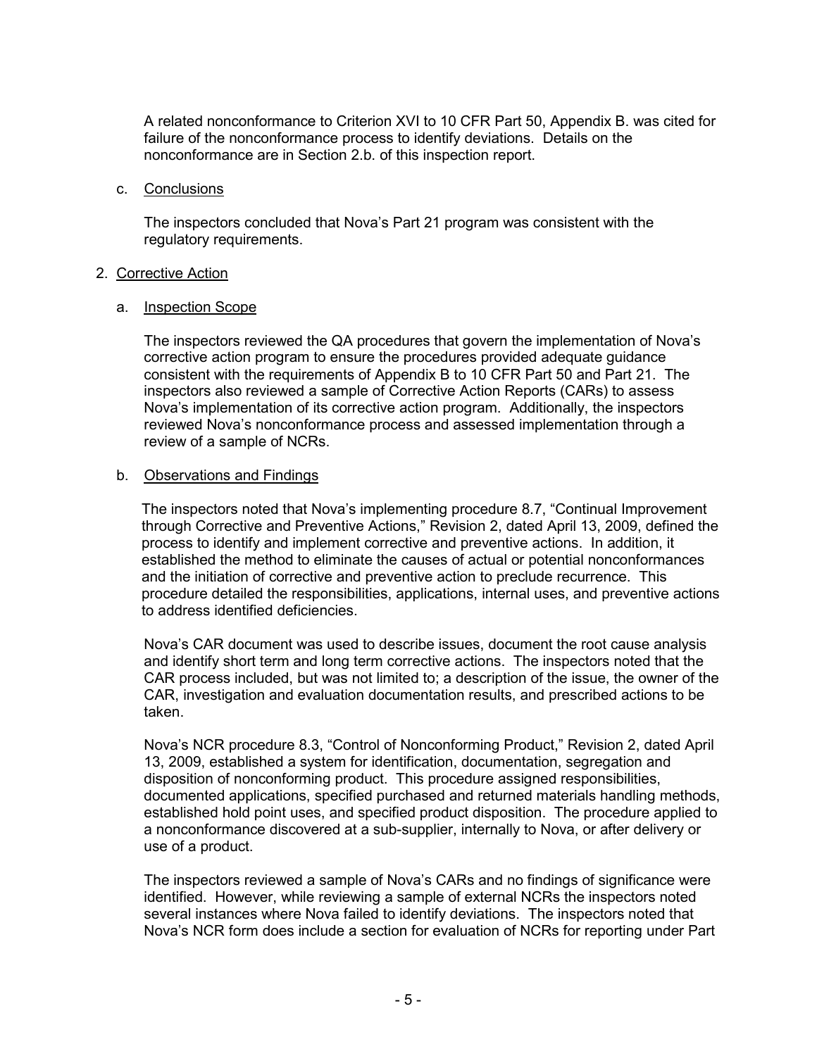A related nonconformance to Criterion XVI to 10 CFR Part 50, Appendix B. was cited for failure of the nonconformance process to identify deviations. Details on the nonconformance are in Section 2.b. of this inspection report.

c. Conclusions

The inspectors concluded that Nova's Part 21 program was consistent with the regulatory requirements.

2. Corrective Action

a. Inspection Scope

The inspectors reviewed the QA procedures that govern the implementation of Nova's corrective action program to ensure the procedures provided adequate guidance consistent with the requirements of Appendix B to 10 CFR Part 50 and Part 21. The inspectors also reviewed a sample of Corrective Action Reports (CARs) to assess Nova's implementation of its corrective action program. Additionally, the inspectors reviewed Nova's nonconformance process and assessed implementation through a review of a sample of NCRs.

b. Observations and Findings

The inspectors noted that Nova's implementing procedure 8.7, "Continual Improvement through Corrective and Preventive Actions," Revision 2, dated April 13, 2009, defined the process to identify and implement corrective and preventive actions. In addition, it established the method to eliminate the causes of actual or potential nonconformances and the initiation of corrective and preventive action to preclude recurrence. This procedure detailed the responsibilities, applications, internal uses, and preventive actions to address identified deficiencies.

Nova's CAR document was used to describe issues, document the root cause analysis and identify short term and long term corrective actions. The inspectors noted that the CAR process included, but was not limited to; a description of the issue, the owner of the CAR, investigation and evaluation documentation results, and prescribed actions to be taken.

Nova's NCR procedure 8.3, "Control of Nonconforming Product," Revision 2, dated April 13, 2009, established a system for identification, documentation, segregation and disposition of nonconforming product. This procedure assigned responsibilities, documented applications, specified purchased and returned materials handling methods, established hold point uses, and specified product disposition. The procedure applied to a nonconformance discovered at a sub-supplier, internally to Nova, or after delivery or use of a product.

The inspectors reviewed a sample of Nova's CARs and no findings of significance were identified. However, while reviewing a sample of external NCRs the inspectors noted several instances where Nova failed to identify deviations. The inspectors noted that Nova's NCR form does include a section for evaluation of NCRs for reporting under Part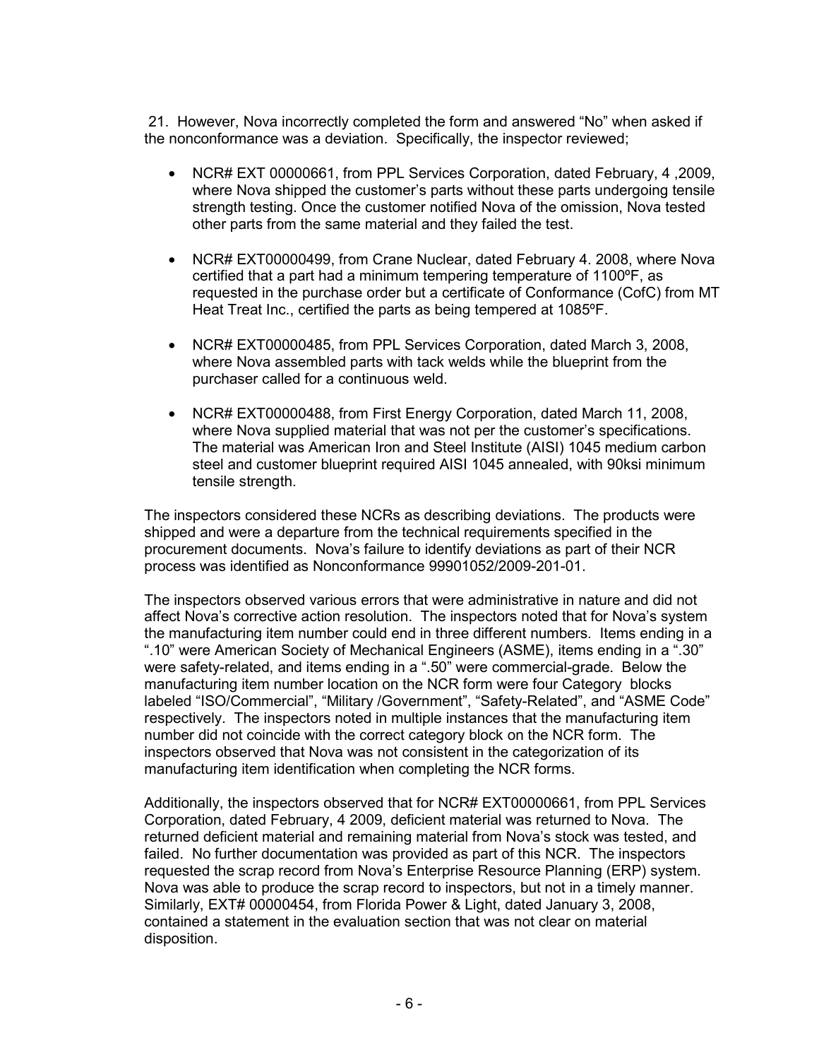21. However, Nova incorrectly completed the form and answered "No" when asked if the nonconformance was a deviation. Specifically, the inspector reviewed;

- NCR# EXT 00000661, from PPL Services Corporation, dated February, 4 ,2009, where Nova shipped the customer's parts without these parts undergoing tensile strength testing. Once the customer notified Nova of the omission, Nova tested other parts from the same material and they failed the test.
- NCR# EXT00000499, from Crane Nuclear, dated February 4. 2008, where Nova certified that a part had a minimum tempering temperature of 1100ºF, as requested in the purchase order but a certificate of Conformance (CofC) from MT Heat Treat Inc., certified the parts as being tempered at 1085ºF.
- NCR# EXT00000485, from PPL Services Corporation, dated March 3, 2008, where Nova assembled parts with tack welds while the blueprint from the purchaser called for a continuous weld.
- NCR# EXT00000488, from First Energy Corporation, dated March 11, 2008, where Nova supplied material that was not per the customer's specifications. The material was American Iron and Steel Institute (AISI) 1045 medium carbon steel and customer blueprint required AISI 1045 annealed, with 90ksi minimum tensile strength.

The inspectors considered these NCRs as describing deviations. The products were shipped and were a departure from the technical requirements specified in the procurement documents. Nova's failure to identify deviations as part of their NCR process was identified as Nonconformance 99901052/2009-201-01.

The inspectors observed various errors that were administrative in nature and did not affect Nova's corrective action resolution. The inspectors noted that for Nova's system the manufacturing item number could end in three different numbers. Items ending in a ".10" were American Society of Mechanical Engineers (ASME), items ending in a ".30" were safety-related, and items ending in a ".50" were commercial-grade. Below the manufacturing item number location on the NCR form were four Category blocks labeled "ISO/Commercial", "Military /Government", "Safety-Related", and "ASME Code" respectively. The inspectors noted in multiple instances that the manufacturing item number did not coincide with the correct category block on the NCR form. The inspectors observed that Nova was not consistent in the categorization of its manufacturing item identification when completing the NCR forms.

Additionally, the inspectors observed that for NCR# EXT00000661, from PPL Services Corporation, dated February, 4 2009, deficient material was returned to Nova. The returned deficient material and remaining material from Nova's stock was tested, and failed. No further documentation was provided as part of this NCR. The inspectors requested the scrap record from Nova's Enterprise Resource Planning (ERP) system. Nova was able to produce the scrap record to inspectors, but not in a timely manner. Similarly, EXT# 00000454, from Florida Power & Light, dated January 3, 2008, contained a statement in the evaluation section that was not clear on material disposition.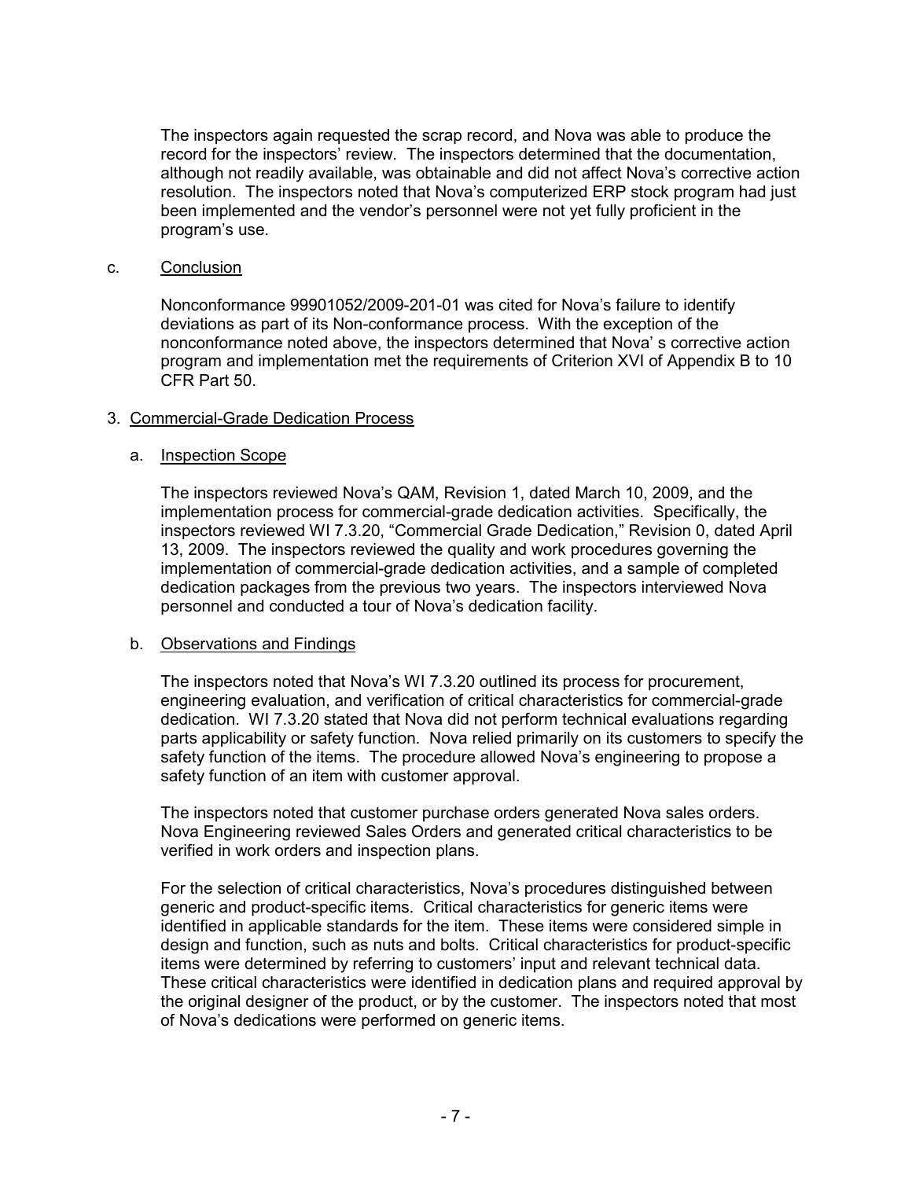The inspectors again requested the scrap record, and Nova was able to produce the record for the inspectors' review. The inspectors determined that the documentation, although not readily available, was obtainable and did not affect Nova's corrective action resolution. The inspectors noted that Nova's computerized ERP stock program had just been implemented and the vendor's personnel were not yet fully proficient in the program's use.

c. Conclusion

Nonconformance 99901052/2009-201-01 was cited for Nova's failure to identify deviations as part of its Non-conformance process. With the exception of the nonconformance noted above, the inspectors determined that Nova' s corrective action program and implementation met the requirements of Criterion XVI of Appendix B to 10 CFR Part 50.

3. Commercial-Grade Dedication Process

a. Inspection Scope

The inspectors reviewed Nova's QAM, Revision 1, dated March 10, 2009, and the implementation process for commercial-grade dedication activities. Specifically, the inspectors reviewed WI 7.3.20, "Commercial Grade Dedication," Revision 0, dated April 13, 2009. The inspectors reviewed the quality and work procedures governing the implementation of commercial-grade dedication activities, and a sample of completed dedication packages from the previous two years. The inspectors interviewed Nova personnel and conducted a tour of Nova's dedication facility.

b. Observations and Findings

The inspectors noted that Nova's WI 7.3.20 outlined its process for procurement, engineering evaluation, and verification of critical characteristics for commercial-grade dedication. WI 7.3.20 stated that Nova did not perform technical evaluations regarding parts applicability or safety function. Nova relied primarily on its customers to specify the safety function of the items. The procedure allowed Nova's engineering to propose a safety function of an item with customer approval.

The inspectors noted that customer purchase orders generated Nova sales orders. Nova Engineering reviewed Sales Orders and generated critical characteristics to be verified in work orders and inspection plans.

For the selection of critical characteristics, Nova's procedures distinguished between generic and product-specific items. Critical characteristics for generic items were identified in applicable standards for the item. These items were considered simple in design and function, such as nuts and bolts. Critical characteristics for product-specific items were determined by referring to customers' input and relevant technical data. These critical characteristics were identified in dedication plans and required approval by the original designer of the product, or by the customer. The inspectors noted that most of Nova's dedications were performed on generic items.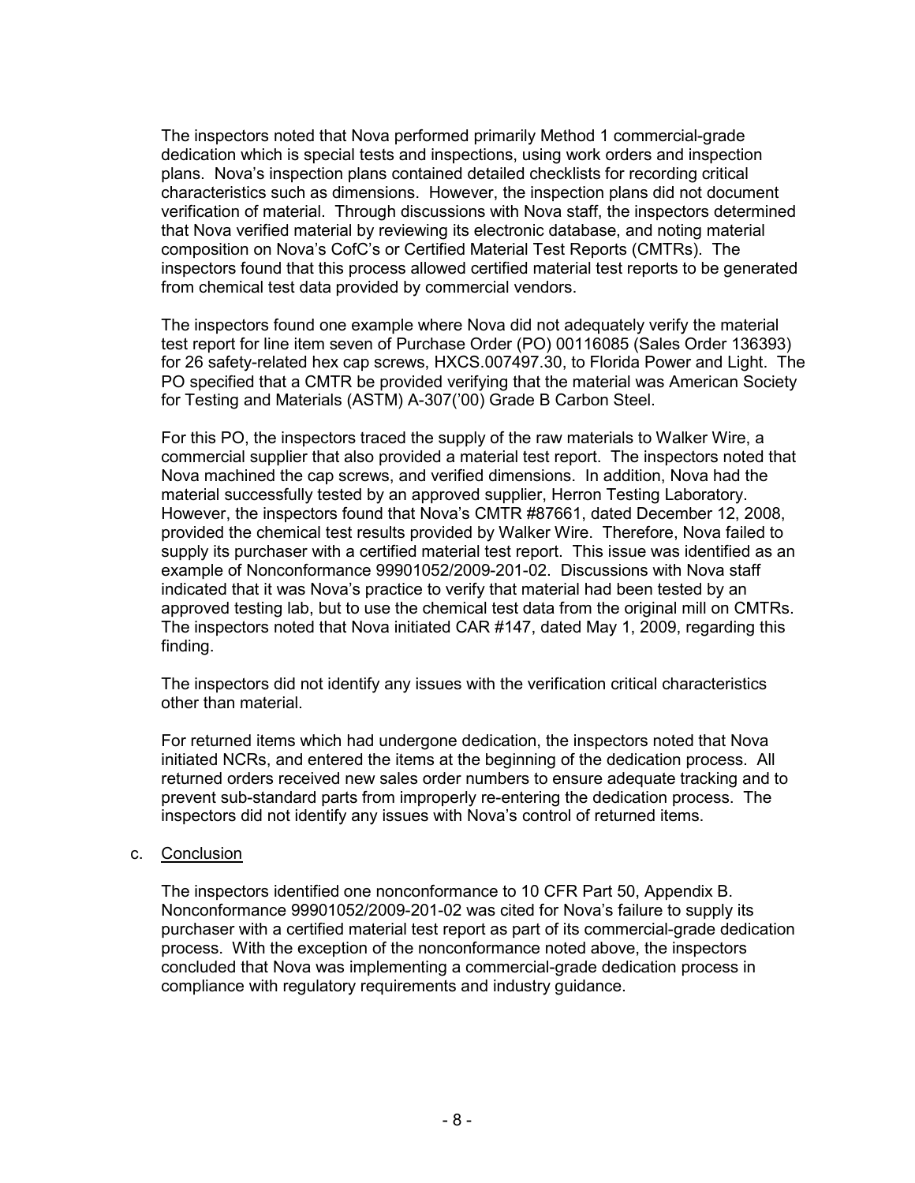The inspectors noted that Nova performed primarily Method 1 commercial-grade dedication which is special tests and inspections, using work orders and inspection plans. Nova's inspection plans contained detailed checklists for recording critical characteristics such as dimensions. However, the inspection plans did not document verification of material. Through discussions with Nova staff, the inspectors determined that Nova verified material by reviewing its electronic database, and noting material composition on Nova's CofC's or Certified Material Test Reports (CMTRs). The inspectors found that this process allowed certified material test reports to be generated from chemical test data provided by commercial vendors.

The inspectors found one example where Nova did not adequately verify the material test report for line item seven of Purchase Order (PO) 00116085 (Sales Order 136393) for 26 safety-related hex cap screws, HXCS.007497.30, to Florida Power and Light. The PO specified that a CMTR be provided verifying that the material was American Society for Testing and Materials (ASTM) A-307('00) Grade B Carbon Steel.

For this PO, the inspectors traced the supply of the raw materials to Walker Wire, a commercial supplier that also provided a material test report. The inspectors noted that Nova machined the cap screws, and verified dimensions. In addition, Nova had the material successfully tested by an approved supplier, Herron Testing Laboratory. However, the inspectors found that Nova's CMTR #87661, dated December 12, 2008, provided the chemical test results provided by Walker Wire. Therefore, Nova failed to supply its purchaser with a certified material test report. This issue was identified as an example of Nonconformance 99901052/2009-201-02. Discussions with Nova staff indicated that it was Nova's practice to verify that material had been tested by an approved testing lab, but to use the chemical test data from the original mill on CMTRs. The inspectors noted that Nova initiated CAR #147, dated May 1, 2009, regarding this finding.

The inspectors did not identify any issues with the verification critical characteristics other than material.

For returned items which had undergone dedication, the inspectors noted that Nova initiated NCRs, and entered the items at the beginning of the dedication process. All returned orders received new sales order numbers to ensure adequate tracking and to prevent sub-standard parts from improperly re-entering the dedication process. The inspectors did not identify any issues with Nova's control of returned items.

c. Conclusion

The inspectors identified one nonconformance to 10 CFR Part 50, Appendix B. Nonconformance 99901052/2009-201-02 was cited for Nova's failure to supply its purchaser with a certified material test report as part of its commercial-grade dedication process. With the exception of the nonconformance noted above, the inspectors concluded that Nova was implementing a commercial-grade dedication process in compliance with regulatory requirements and industry guidance.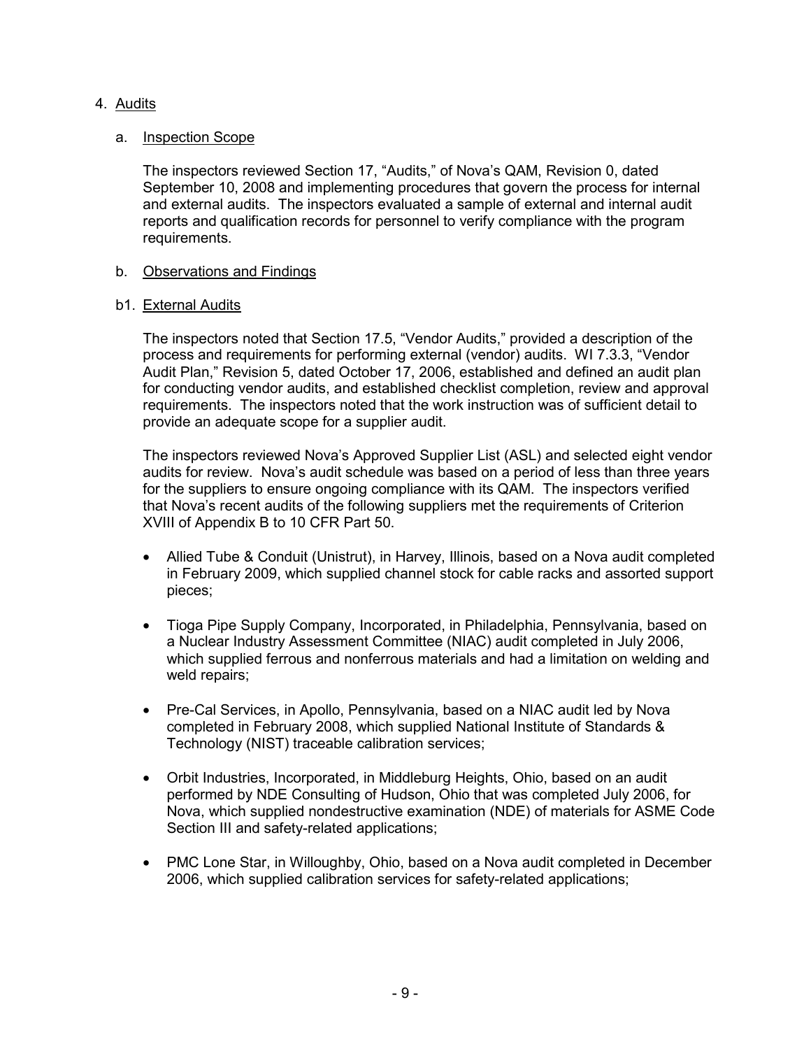4. Audits

a. Inspection Scope

The inspectors reviewed Section 17, "Audits," of Nova's QAM, Revision 0, dated September 10, 2008 and implementing procedures that govern the process for internal and external audits. The inspectors evaluated a sample of external and internal audit reports and qualification records for personnel to verify compliance with the program requirements.

b. Observations and Findings

b1. External Audits

The inspectors noted that Section 17.5, "Vendor Audits," provided a description of the process and requirements for performing external (vendor) audits. WI 7.3.3, "Vendor Audit Plan," Revision 5, dated October 17, 2006, established and defined an audit plan for conducting vendor audits, and established checklist completion, review and approval requirements. The inspectors noted that the work instruction was of sufficient detail to provide an adequate scope for a supplier audit.

The inspectors reviewed Nova's Approved Supplier List (ASL) and selected eight vendor audits for review. Nova's audit schedule was based on a period of less than three years for the suppliers to ensure ongoing compliance with its QAM. The inspectors verified that Nova's recent audits of the following suppliers met the requirements of Criterion XVIII of Appendix B to 10 CFR Part 50.

- Allied Tube & Conduit (Unistrut), in Harvey, Illinois, based on a Nova audit completed in February 2009, which supplied channel stock for cable racks and assorted support pieces;

- Tioga Pipe Supply Company, Incorporated, in Philadelphia, Pennsylvania, based on a Nuclear Industry Assessment Committee (NIAC) audit completed in July 2006, which supplied ferrous and nonferrous materials and had a limitation on welding and weld repairs;

- Pre-Cal Services, in Apollo, Pennsylvania, based on a NIAC audit led by Nova completed in February 2008, which supplied National Institute of Standards & Technology (NIST) traceable calibration services;

- Orbit Industries, Incorporated, in Middleburg Heights, Ohio, based on an audit performed by NDE Consulting of Hudson, Ohio that was completed July 2006, for Nova, which supplied nondestructive examination (NDE) of materials for ASME Code Section III and safety-related applications;

- PMC Lone Star, in Willoughby, Ohio, based on a Nova audit completed in December 2006, which supplied calibration services for safety-related applications;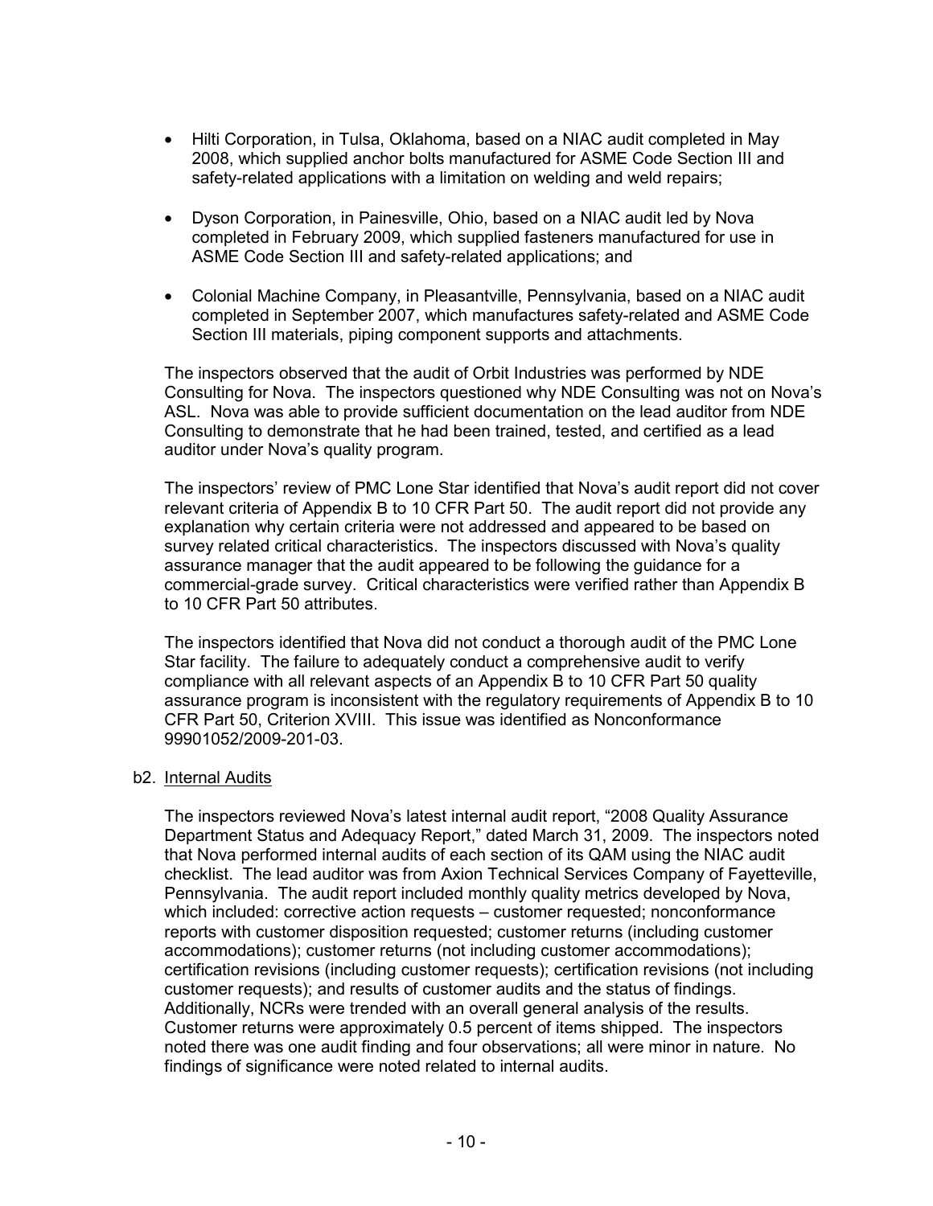- Hilti Corporation, in Tulsa, Oklahoma, based on a NIAC audit completed in May 2008, which supplied anchor bolts manufactured for ASME Code Section III and safety-related applications with a limitation on welding and weld repairs;

- Dyson Corporation, in Painesville, Ohio, based on a NIAC audit led by Nova completed in February 2009, which supplied fasteners manufactured for use in ASME Code Section III and safety-related applications; and

- Colonial Machine Company, in Pleasantville, Pennsylvania, based on a NIAC audit completed in September 2007, which manufactures safety-related and ASME Code Section III materials, piping component supports and attachments.

The inspectors observed that the audit of Orbit Industries was performed by NDE Consulting for Nova. The inspectors questioned why NDE Consulting was not on Nova's ASL. Nova was able to provide sufficient documentation on the lead auditor from NDE Consulting to demonstrate that he had been trained, tested, and certified as a lead auditor under Nova's quality program.

The inspectors' review of PMC Lone Star identified that Nova's audit report did not cover relevant criteria of Appendix B to 10 CFR Part 50. The audit report did not provide any explanation why certain criteria were not addressed and appeared to be based on survey related critical characteristics. The inspectors discussed with Nova's quality assurance manager that the audit appeared to be following the guidance for a commercial-grade survey. Critical characteristics were verified rather than Appendix B to 10 CFR Part 50 attributes.

The inspectors identified that Nova did not conduct a thorough audit of the PMC Lone Star facility. The failure to adequately conduct a comprehensive audit to verify compliance with all relevant aspects of an Appendix B to 10 CFR Part 50 quality assurance program is inconsistent with the regulatory requirements of Appendix B to 10 CFR Part 50, Criterion XVIII. This issue was identified as Nonconformance 99901052/2009-201-03.

b2. Internal Audits

The inspectors reviewed Nova's latest internal audit report, "2008 Quality Assurance Department Status and Adequacy Report," dated March 31, 2009. The inspectors noted that Nova performed internal audits of each section of its QAM using the NIAC audit checklist. The lead auditor was from Axion Technical Services Company of Fayetteville, Pennsylvania. The audit report included monthly quality metrics developed by Nova, which included: corrective action requests – customer requested; nonconformance reports with customer disposition requested; customer returns (including customer accommodations); customer returns (not including customer accommodations); certification revisions (including customer requests); certification revisions (not including customer requests); and results of customer audits and the status of findings. Additionally, NCRs were trended with an overall general analysis of the results. Customer returns were approximately 0.5 percent of items shipped. The inspectors noted there was one audit finding and four observations; all were minor in nature. No findings of significance were noted related to internal audits.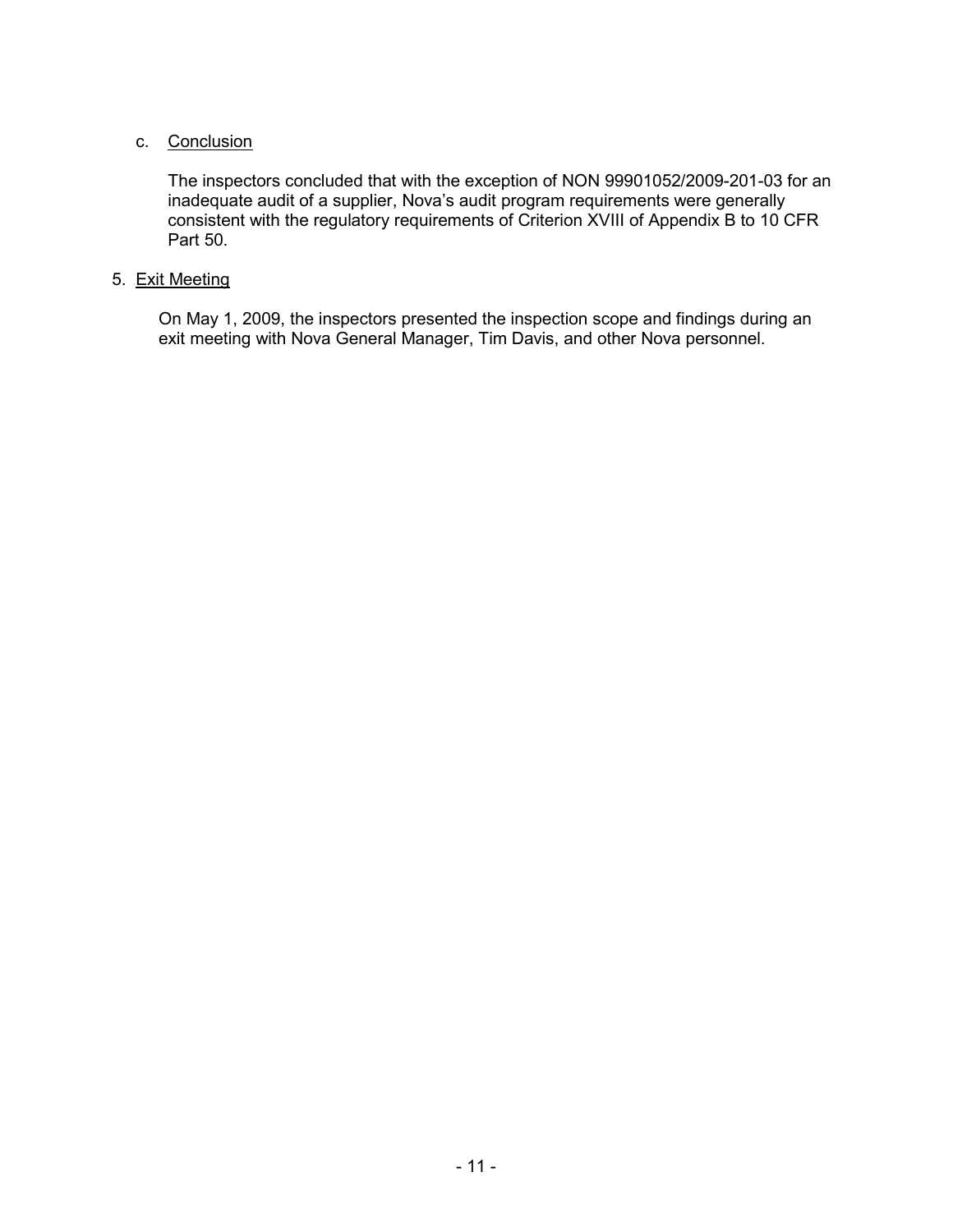c. Conclusion

The inspectors concluded that with the exception of NON 99901052/2009-201-03 for an inadequate audit of a supplier, Nova's audit program requirements were generally consistent with the regulatory requirements of Criterion XVIII of Appendix B to 10 CFR Part 50.

5. Exit Meeting

On May 1, 2009, the inspectors presented the inspection scope and findings during an exit meeting with Nova General Manager, Tim Davis, and other Nova personnel.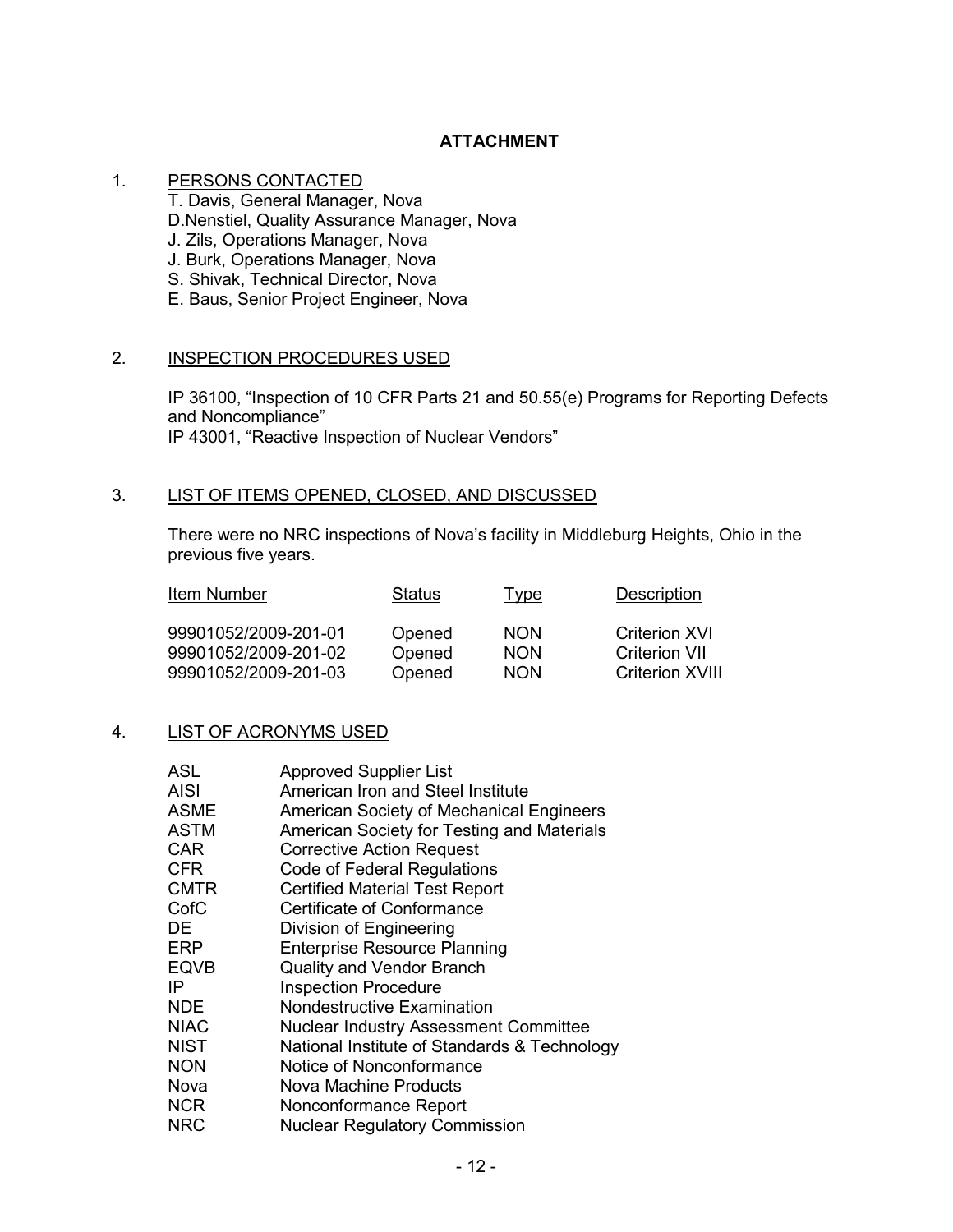# ATTACHMENT

1. PERSONS CONTACTED

   T. Davis, General Manager, Nova
   D.Nenstiel, Quality Assurance Manager, Nova
   J. Zils, Operations Manager, Nova
   J. Burk, Operations Manager, Nova
   S. Shivak, Technical Director, Nova
   E. Baus, Senior Project Engineer, Nova

2. INSPECTION PROCEDURES USED

   IP 36100, "Inspection of 10 CFR Parts 21 and 50.55(e) Programs for Reporting Defects and Noncompliance"
   IP 43001, "Reactive Inspection of Nuclear Vendors"

3. LIST OF ITEMS OPENED, CLOSED, AND DISCUSSED

   There were no NRC inspections of Nova's facility in Middleburg Heights, Ohio in the previous five years.

| Item Number | Status | Type | Description |
|---|---|---|---|
| 99901052/2009-201-01 | Opened | NON | Criterion XVI |
| 99901052/2009-201-02 | Opened | NON | Criterion VII |
| 99901052/2009-201-03 | Opened | NON | Criterion XVIII |

4. LIST OF ACRONYMS USED

| | |
|---|---|
| ASL | Approved Supplier List |
| AISI | American Iron and Steel Institute |
| ASME | American Society of Mechanical Engineers |
| ASTM | American Society for Testing and Materials |
| CAR | Corrective Action Request |
| CFR | Code of Federal Regulations |
| CMTR | Certified Material Test Report |
| CofC | Certificate of Conformance |
| DE | Division of Engineering |
| ERP | Enterprise Resource Planning |
| EQVB | Quality and Vendor Branch |
| IP | Inspection Procedure |
| NDE | Nondestructive Examination |
| NIAC | Nuclear Industry Assessment Committee |
| NIST | National Institute of Standards & Technology |
| NON | Notice of Nonconformance |
| Nova | Nova Machine Products |
| NCR | Nonconformance Report |
| NRC | Nuclear Regulatory Commission |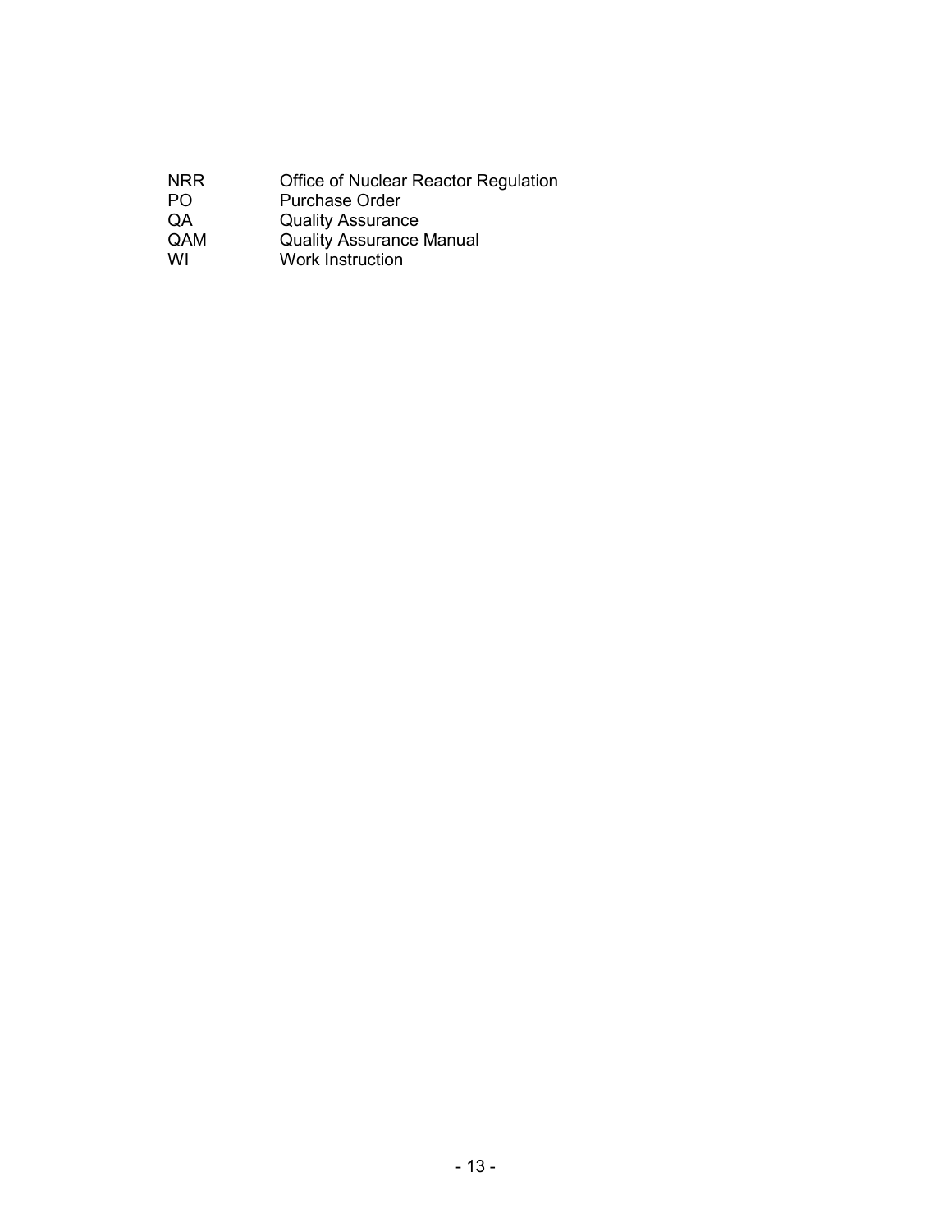| | |
|---|---|
| NRR | Office of Nuclear Reactor Regulation |
| PO | Purchase Order |
| QA | Quality Assurance |
| QAM | Quality Assurance Manual |
| WI | Work Instruction |